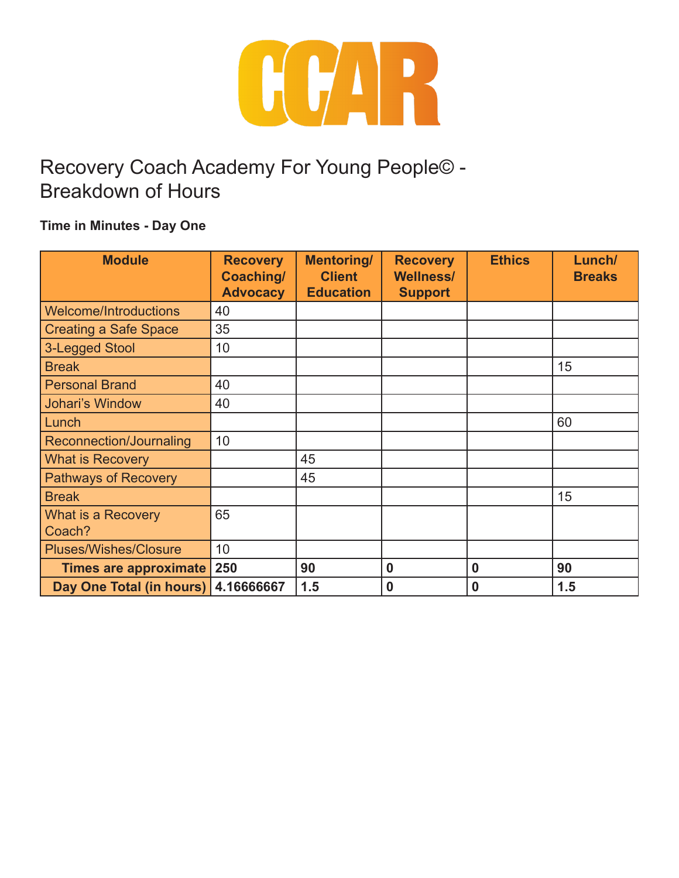CCAR

# Recovery Coach Academy For Young People© - Breakdown of Hours

**Time in Minutes - Day One**

| Module | Recovery Coaching/ Advocacy | Mentoring/ Client Education | Recovery Wellness/ Support | Ethics | Lunch/ Breaks |
|---|---|---|---|---|---|
| Welcome/Introductions | 40 | | | | |
| Creating a Safe Space | 35 | | | | |
| 3-Legged Stool | 10 | | | | |
| Break | | | | | 15 |
| Personal Brand | 40 | | | | |
| Johari's Window | 40 | | | | |
| Lunch | | | | | 60 |
| Reconnection/Journaling | 10 | | | | |
| What is Recovery | | 45 | | | |
| Pathways of Recovery | | 45 | | | |
| Break | | | | | 15 |
| What is a Recovery Coach? | 65 | | | | |
| Pluses/Wishes/Closure | 10 | | | | |
| **Times are approximate** | **250** | **90** | **0** | **0** | **90** |
| **Day One Total (in hours)** | **4.16666667** | **1.5** | **0** | **0** | **1.5** |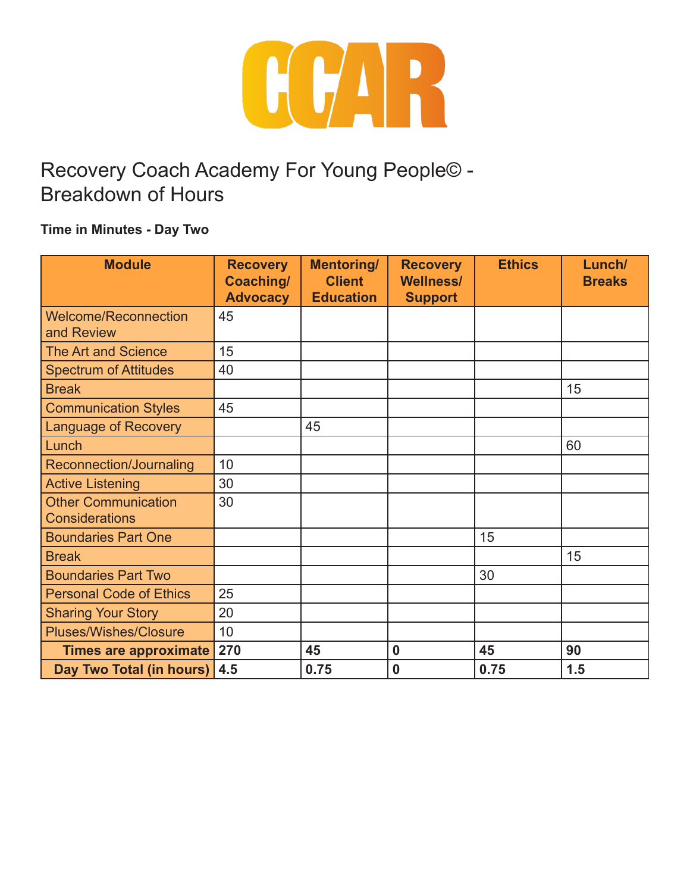CCAR

# Recovery Coach Academy For Young People© - Breakdown of Hours

**Time in Minutes - Day Two**

| Module | Recovery Coaching/ Advocacy | Mentoring/ Client Education | Recovery Wellness/ Support | Ethics | Lunch/ Breaks |
|---|---|---|---|---|---|
| Welcome/Reconnection and Review | 45 | | | | |
| The Art and Science | 15 | | | | |
| Spectrum of Attitudes | 40 | | | | |
| Break | | | | | 15 |
| Communication Styles | 45 | | | | |
| Language of Recovery | | 45 | | | |
| Lunch | | | | | 60 |
| Reconnection/Journaling | 10 | | | | |
| Active Listening | 30 | | | | |
| Other Communication Considerations | 30 | | | | |
| Boundaries Part One | | | | 15 | |
| Break | | | | | 15 |
| Boundaries Part Two | | | | 30 | |
| Personal Code of Ethics | 25 | | | | |
| Sharing Your Story | 20 | | | | |
| Pluses/Wishes/Closure | 10 | | | | |
| **Times are approximate** | **270** | **45** | **0** | **45** | **90** |
| **Day Two Total (in hours)** | **4.5** | **0.75** | **0** | **0.75** | **1.5** |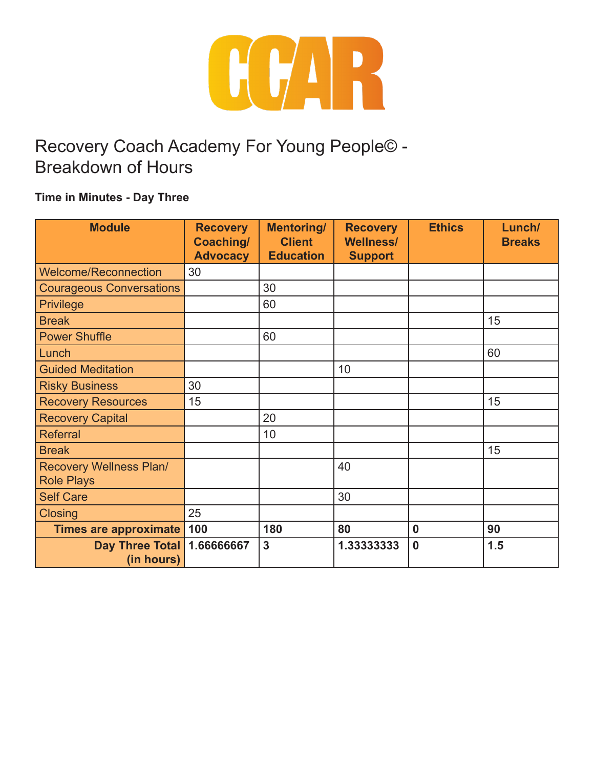CCAR

# Recovery Coach Academy For Young People© - Breakdown of Hours

**Time in Minutes - Day Three**

| Module | Recovery Coaching/ Advocacy | Mentoring/ Client Education | Recovery Wellness/ Support | Ethics | Lunch/ Breaks |
|---|---|---|---|---|---|
| Welcome/Reconnection | 30 | | | | |
| Courageous Conversations | | 30 | | | |
| Privilege | | 60 | | | |
| Break | | | | | 15 |
| Power Shuffle | | 60 | | | |
| Lunch | | | | | 60 |
| Guided Meditation | | | 10 | | |
| Risky Business | 30 | | | | |
| Recovery Resources | 15 | | | | 15 |
| Recovery Capital | | 20 | | | |
| Referral | | 10 | | | |
| Break | | | | | 15 |
| Recovery Wellness Plan/ Role Plays | | | 40 | | |
| Self Care | | | 30 | | |
| Closing | 25 | | | | |
| **Times are approximate** | **100** | **180** | **80** | **0** | **90** |
| **Day Three Total (in hours)** | **1.66666667** | **3** | **1.33333333** | **0** | **1.5** |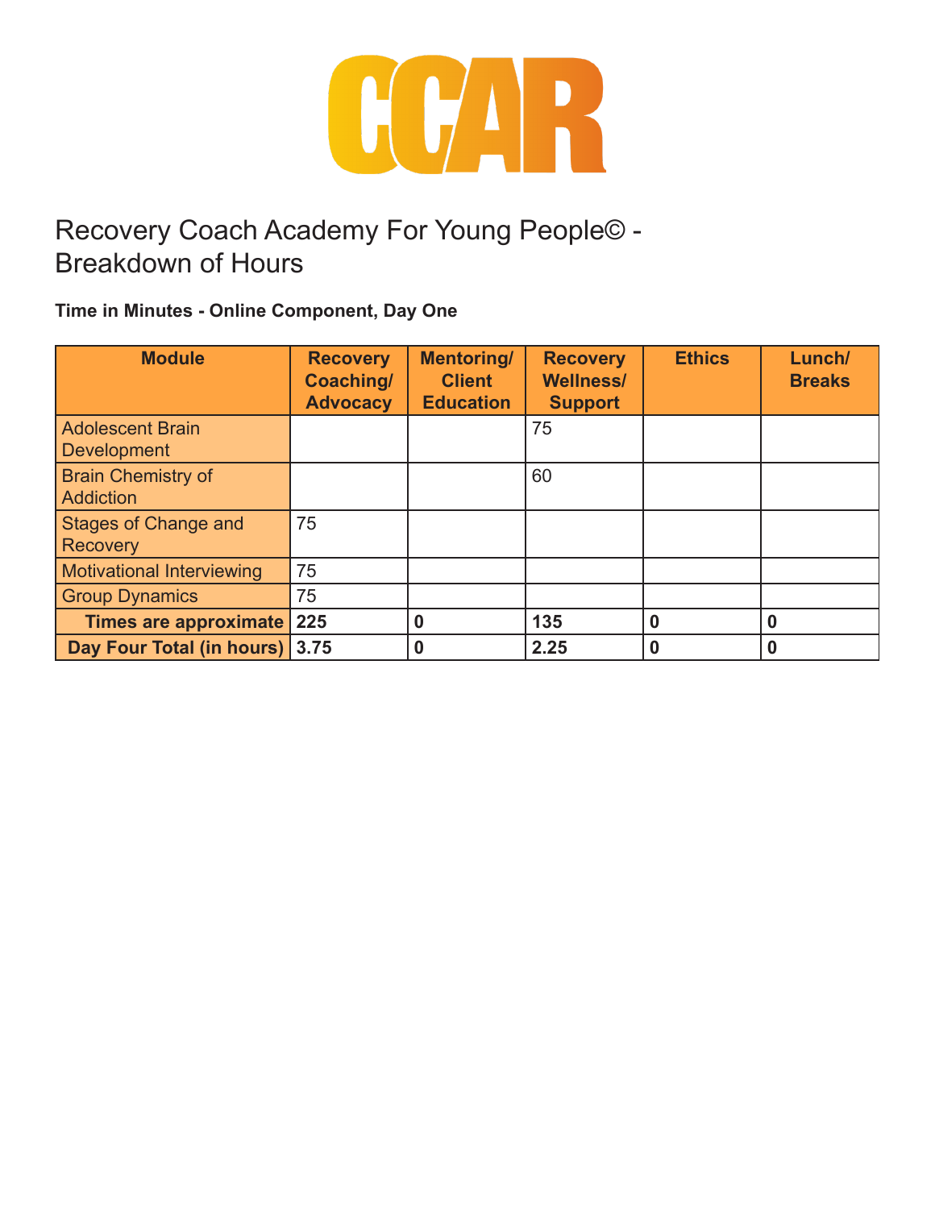CCAR

# Recovery Coach Academy For Young People© - Breakdown of Hours

**Time in Minutes - Online Component, Day One**

| Module | Recovery Coaching/ Advocacy | Mentoring/ Client Education | Recovery Wellness/ Support | Ethics | Lunch/ Breaks |
|---|---|---|---|---|---|
| Adolescent Brain Development | | | 75 | | |
| Brain Chemistry of Addiction | | | 60 | | |
| Stages of Change and Recovery | 75 | | | | |
| Motivational Interviewing | 75 | | | | |
| Group Dynamics | 75 | | | | |
| **Times are approximate** | **225** | **0** | **135** | **0** | **0** |
| **Day Four Total (in hours)** | **3.75** | **0** | **2.25** | **0** | **0** |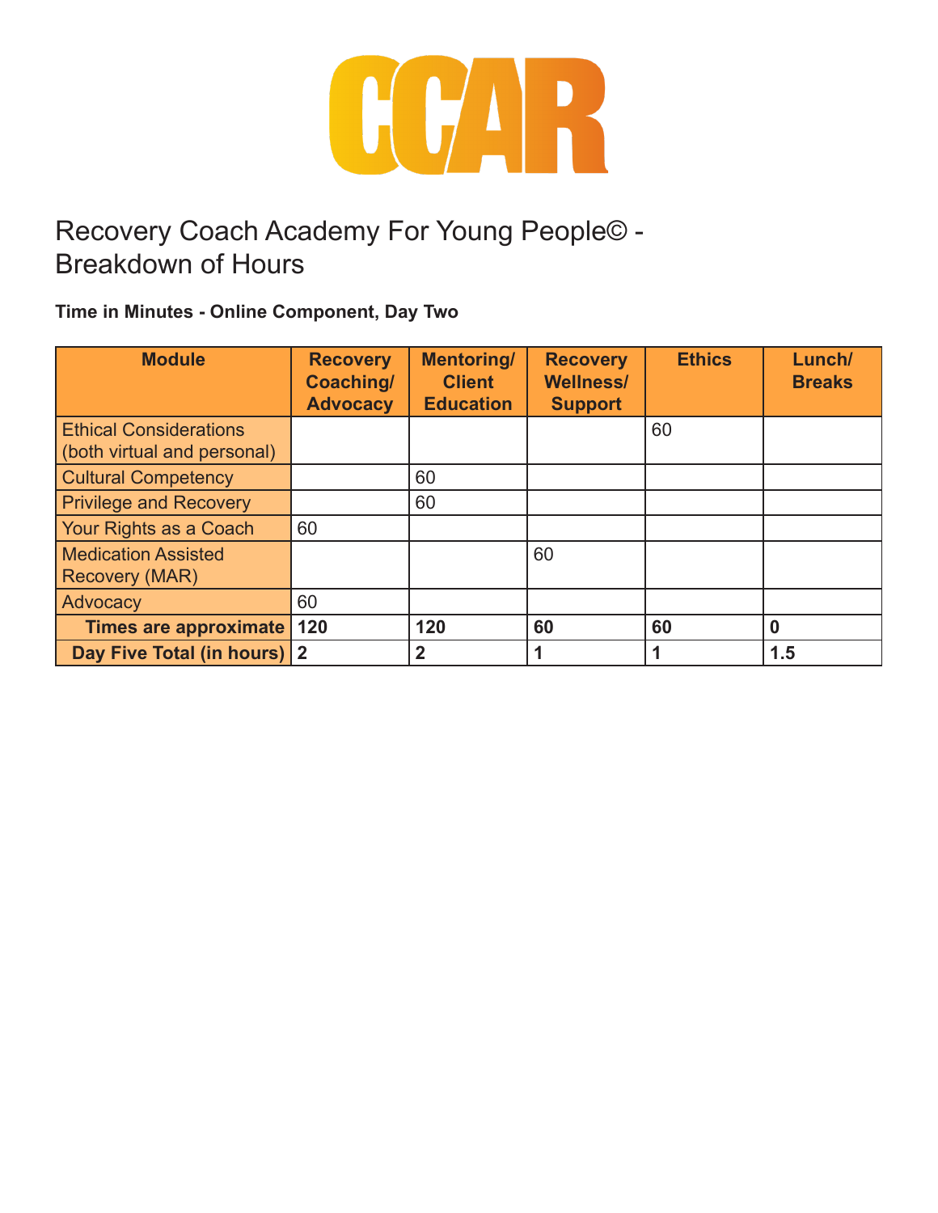# CCAR

## Recovery Coach Academy For Young People© - Breakdown of Hours

**Time in Minutes - Online Component, Day Two**

| Module | Recovery Coaching/ Advocacy | Mentoring/ Client Education | Recovery Wellness/ Support | Ethics | Lunch/ Breaks |
|---|---|---|---|---|---|
| Ethical Considerations (both virtual and personal) | | | | 60 | |
| Cultural Competency | | 60 | | | |
| Privilege and Recovery | | 60 | | | |
| Your Rights as a Coach | 60 | | | | |
| Medication Assisted Recovery (MAR) | | | 60 | | |
| Advocacy | 60 | | | | |
| **Times are approximate** | **120** | **120** | **60** | **60** | **0** |
| **Day Five Total (in hours)** | **2** | **2** | **1** | **1** | **1.5** |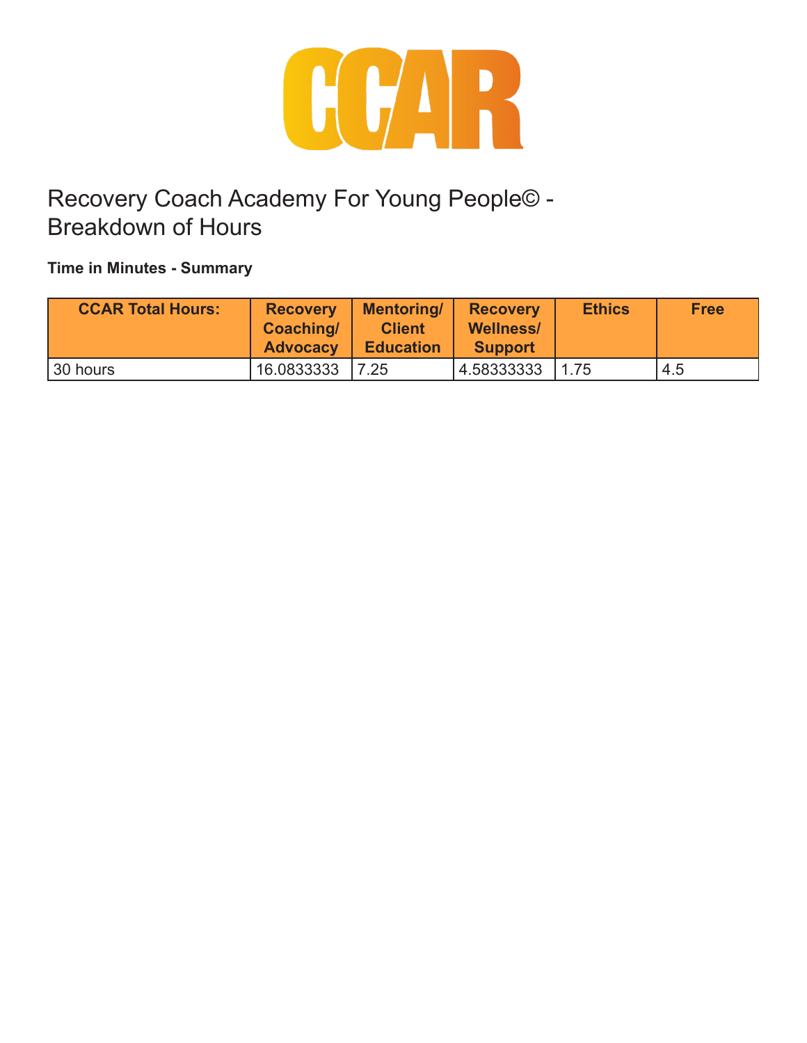CCAR

# Recovery Coach Academy For Young People© - Breakdown of Hours

**Time in Minutes - Summary**

| CCAR Total Hours: | Recovery Coaching/ Advocacy | Mentoring/ Client Education | Recovery Wellness/ Support | Ethics | Free |
|---|---|---|---|---|---|
| 30 hours | 16.0833333 | 7.25 | 4.58333333 | 1.75 | 4.5 |